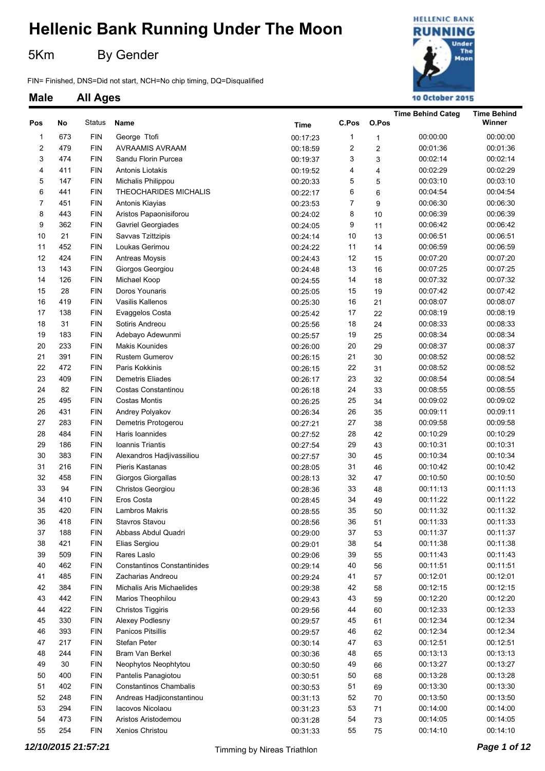# Hellenic Bank Running Under The Moon

## 5Km By Gender

FIN= Finished, DNS=Did not start, NCH=No chip timing, DQ=Disqualified

### Male All Ages

| Pos | No | Status | Name | Time | C.Pos | O.Pos | Time Behind Categ | Time Behind Winner |
|---|---|---|---|---|---|---|---|---|
| 1 | 673 | FIN | George Ttofi | 00:17:23 | 1 | 1 | 00:00:00 | 00:00:00 |
| 2 | 479 | FIN | AVRAAMIS AVRAAM | 00:18:59 | 2 | 2 | 00:01:36 | 00:01:36 |
| 3 | 474 | FIN | Sandu Florin Purcea | 00:19:37 | 3 | 3 | 00:02:14 | 00:02:14 |
| 4 | 411 | FIN | Antonis Liotakis | 00:19:52 | 4 | 4 | 00:02:29 | 00:02:29 |
| 5 | 147 | FIN | Michalis Philippou | 00:20:33 | 5 | 5 | 00:03:10 | 00:03:10 |
| 6 | 441 | FIN | THEOCHARIDES MICHALIS | 00:22:17 | 6 | 6 | 00:04:54 | 00:04:54 |
| 7 | 451 | FIN | Antonis Kiayias | 00:23:53 | 7 | 9 | 00:06:30 | 00:06:30 |
| 8 | 443 | FIN | Aristos Papaonisiforou | 00:24:02 | 8 | 10 | 00:06:39 | 00:06:39 |
| 9 | 362 | FIN | Gavriel Georgiades | 00:24:05 | 9 | 11 | 00:06:42 | 00:06:42 |
| 10 | 21 | FIN | Savvas Tzittzipis | 00:24:14 | 10 | 13 | 00:06:51 | 00:06:51 |
| 11 | 452 | FIN | Loukas Gerimou | 00:24:22 | 11 | 14 | 00:06:59 | 00:06:59 |
| 12 | 424 | FIN | Antreas Moysis | 00:24:43 | 12 | 15 | 00:07:20 | 00:07:20 |
| 13 | 143 | FIN | Giorgos Georgiou | 00:24:48 | 13 | 16 | 00:07:25 | 00:07:25 |
| 14 | 126 | FIN | Michael Koop | 00:24:55 | 14 | 18 | 00:07:32 | 00:07:32 |
| 15 | 28 | FIN | Doros Younaris | 00:25:05 | 15 | 19 | 00:07:42 | 00:07:42 |
| 16 | 419 | FIN | Vasilis Kallenos | 00:25:30 | 16 | 21 | 00:08:07 | 00:08:07 |
| 17 | 138 | FIN | Evaggelos Costa | 00:25:42 | 17 | 22 | 00:08:19 | 00:08:19 |
| 18 | 31 | FIN | Sotiris Andreou | 00:25:56 | 18 | 24 | 00:08:33 | 00:08:33 |
| 19 | 183 | FIN | Adebayo Adewunmi | 00:25:57 | 19 | 25 | 00:08:34 | 00:08:34 |
| 20 | 233 | FIN | Makis Kounides | 00:26:00 | 20 | 29 | 00:08:37 | 00:08:37 |
| 21 | 391 | FIN | Rustem Gumerov | 00:26:15 | 21 | 30 | 00:08:52 | 00:08:52 |
| 22 | 472 | FIN | Paris Kokkinis | 00:26:15 | 22 | 31 | 00:08:52 | 00:08:52 |
| 23 | 409 | FIN | Demetris Eliades | 00:26:17 | 23 | 32 | 00:08:54 | 00:08:54 |
| 24 | 82 | FIN | Costas Constantinou | 00:26:18 | 24 | 33 | 00:08:55 | 00:08:55 |
| 25 | 495 | FIN | Costas Montis | 00:26:25 | 25 | 34 | 00:09:02 | 00:09:02 |
| 26 | 431 | FIN | Andrey Polyakov | 00:26:34 | 26 | 35 | 00:09:11 | 00:09:11 |
| 27 | 283 | FIN | Demetris Protogerou | 00:27:21 | 27 | 38 | 00:09:58 | 00:09:58 |
| 28 | 484 | FIN | Haris Ioannides | 00:27:52 | 28 | 42 | 00:10:29 | 00:10:29 |
| 29 | 186 | FIN | Ioannis Triantis | 00:27:54 | 29 | 43 | 00:10:31 | 00:10:31 |
| 30 | 383 | FIN | Alexandros Hadjivassiliou | 00:27:57 | 30 | 45 | 00:10:34 | 00:10:34 |
| 31 | 216 | FIN | Pieris Kastanas | 00:28:05 | 31 | 46 | 00:10:42 | 00:10:42 |
| 32 | 458 | FIN | Giorgos Giorgallas | 00:28:13 | 32 | 47 | 00:10:50 | 00:10:50 |
| 33 | 94 | FIN | Christos Georgiou | 00:28:36 | 33 | 48 | 00:11:13 | 00:11:13 |
| 34 | 410 | FIN | Eros Costa | 00:28:45 | 34 | 49 | 00:11:22 | 00:11:22 |
| 35 | 420 | FIN | Lambros Makris | 00:28:55 | 35 | 50 | 00:11:32 | 00:11:32 |
| 36 | 418 | FIN | Stavros Stavou | 00:28:56 | 36 | 51 | 00:11:33 | 00:11:33 |
| 37 | 188 | FIN | Abbass Abdul Quadri | 00:29:00 | 37 | 53 | 00:11:37 | 00:11:37 |
| 38 | 421 | FIN | Elias Sergiou | 00:29:01 | 38 | 54 | 00:11:38 | 00:11:38 |
| 39 | 509 | FIN | Rares Laslo | 00:29:06 | 39 | 55 | 00:11:43 | 00:11:43 |
| 40 | 462 | FIN | Constantinos Constantinides | 00:29:14 | 40 | 56 | 00:11:51 | 00:11:51 |
| 41 | 485 | FIN | Zacharias Andreou | 00:29:24 | 41 | 57 | 00:12:01 | 00:12:01 |
| 42 | 384 | FIN | Michalis Aris Michaelides | 00:29:38 | 42 | 58 | 00:12:15 | 00:12:15 |
| 43 | 442 | FIN | Marios Theophilou | 00:29:43 | 43 | 59 | 00:12:20 | 00:12:20 |
| 44 | 422 | FIN | Christos Tiggiris | 00:29:56 | 44 | 60 | 00:12:33 | 00:12:33 |
| 45 | 330 | FIN | Alexey Podlesny | 00:29:57 | 45 | 61 | 00:12:34 | 00:12:34 |
| 46 | 393 | FIN | Panicos Pitsillis | 00:29:57 | 46 | 62 | 00:12:34 | 00:12:34 |
| 47 | 217 | FIN | Stefan Peter | 00:30:14 | 47 | 63 | 00:12:51 | 00:12:51 |
| 48 | 244 | FIN | Bram Van Berkel | 00:30:36 | 48 | 65 | 00:13:13 | 00:13:13 |
| 49 | 30 | FIN | Neophytos Neophytou | 00:30:50 | 49 | 66 | 00:13:27 | 00:13:27 |
| 50 | 400 | FIN | Pantelis Panagiotou | 00:30:51 | 50 | 68 | 00:13:28 | 00:13:28 |
| 51 | 402 | FIN | Constantinos Chambalis | 00:30:53 | 51 | 69 | 00:13:30 | 00:13:30 |
| 52 | 248 | FIN | Andreas Hadjiconstantinou | 00:31:13 | 52 | 70 | 00:13:50 | 00:13:50 |
| 53 | 294 | FIN | Iacovos Nicolaou | 00:31:23 | 53 | 71 | 00:14:00 | 00:14:00 |
| 54 | 473 | FIN | Aristos Aristodemou | 00:31:28 | 54 | 73 | 00:14:05 | 00:14:05 |
| 55 | 254 | FIN | Xenios Christou | 00:31:33 | 55 | 75 | 00:14:10 | 00:14:10 |

*12/10/2015 21:57:21* Timming by Nireas Triathlon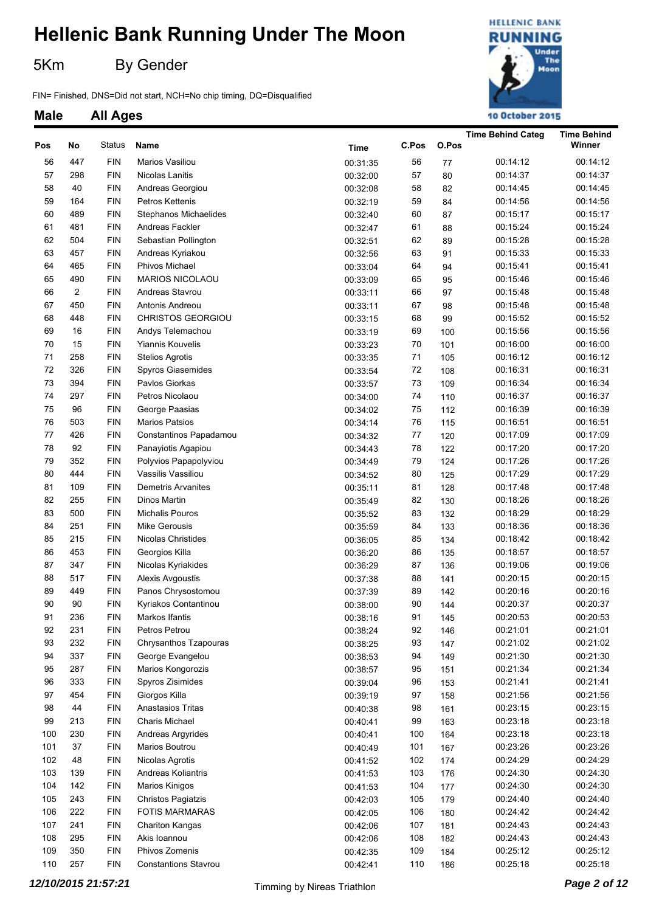# Hellenic Bank Running Under The Moon

5Km By Gender

FIN= Finished, DNS=Did not start, NCH=No chip timing, DQ=Disqualified

## Male All Ages

| Pos | No | Status | Name | Time | C.Pos | O.Pos | Time Behind Categ | Time Behind Winner |
|---|---|---|---|---|---|---|---|---|
| 56 | 447 | FIN | Marios Vasiliou | 00:31:35 | 56 | 77 | 00:14:12 | 00:14:12 |
| 57 | 298 | FIN | Nicolas Lanitis | 00:32:00 | 57 | 80 | 00:14:37 | 00:14:37 |
| 58 | 40 | FIN | Andreas Georgiou | 00:32:08 | 58 | 82 | 00:14:45 | 00:14:45 |
| 59 | 164 | FIN | Petros Kettenis | 00:32:19 | 59 | 84 | 00:14:56 | 00:14:56 |
| 60 | 489 | FIN | Stephanos Michaelides | 00:32:40 | 60 | 87 | 00:15:17 | 00:15:17 |
| 61 | 481 | FIN | Andreas Fackler | 00:32:47 | 61 | 88 | 00:15:24 | 00:15:24 |
| 62 | 504 | FIN | Sebastian Pollington | 00:32:51 | 62 | 89 | 00:15:28 | 00:15:28 |
| 63 | 457 | FIN | Andreas Kyriakou | 00:32:56 | 63 | 91 | 00:15:33 | 00:15:33 |
| 64 | 465 | FIN | Phivos Michael | 00:33:04 | 64 | 94 | 00:15:41 | 00:15:41 |
| 65 | 490 | FIN | MARIOS NICOLAOU | 00:33:09 | 65 | 95 | 00:15:46 | 00:15:46 |
| 66 | 2 | FIN | Andreas Stavrou | 00:33:11 | 66 | 97 | 00:15:48 | 00:15:48 |
| 67 | 450 | FIN | Antonis Andreou | 00:33:11 | 67 | 98 | 00:15:48 | 00:15:48 |
| 68 | 448 | FIN | CHRISTOS GEORGIOU | 00:33:15 | 68 | 99 | 00:15:52 | 00:15:52 |
| 69 | 16 | FIN | Andys Telemachou | 00:33:19 | 69 | 100 | 00:15:56 | 00:15:56 |
| 70 | 15 | FIN | Yiannis Kouvelis | 00:33:23 | 70 | 101 | 00:16:00 | 00:16:00 |
| 71 | 258 | FIN | Stelios Agrotis | 00:33:35 | 71 | 105 | 00:16:12 | 00:16:12 |
| 72 | 326 | FIN | Spyros Giasemides | 00:33:54 | 72 | 108 | 00:16:31 | 00:16:31 |
| 73 | 394 | FIN | Pavlos Giorkas | 00:33:57 | 73 | 109 | 00:16:34 | 00:16:34 |
| 74 | 297 | FIN | Petros Nicolaou | 00:34:00 | 74 | 110 | 00:16:37 | 00:16:37 |
| 75 | 96 | FIN | George Paasias | 00:34:02 | 75 | 112 | 00:16:39 | 00:16:39 |
| 76 | 503 | FIN | Marios Patsios | 00:34:14 | 76 | 115 | 00:16:51 | 00:16:51 |
| 77 | 426 | FIN | Constantinos Papadamou | 00:34:32 | 77 | 120 | 00:17:09 | 00:17:09 |
| 78 | 92 | FIN | Panayiotis Agapiou | 00:34:43 | 78 | 122 | 00:17:20 | 00:17:20 |
| 79 | 352 | FIN | Polyvios Papapolyviou | 00:34:49 | 79 | 124 | 00:17:26 | 00:17:26 |
| 80 | 444 | FIN | Vassilis Vassiliou | 00:34:52 | 80 | 125 | 00:17:29 | 00:17:29 |
| 81 | 109 | FIN | Demetris Arvanites | 00:35:11 | 81 | 128 | 00:17:48 | 00:17:48 |
| 82 | 255 | FIN | Dinos Martin | 00:35:49 | 82 | 130 | 00:18:26 | 00:18:26 |
| 83 | 500 | FIN | Michalis Pouros | 00:35:52 | 83 | 132 | 00:18:29 | 00:18:29 |
| 84 | 251 | FIN | Mike Gerousis | 00:35:59 | 84 | 133 | 00:18:36 | 00:18:36 |
| 85 | 215 | FIN | Nicolas Christides | 00:36:05 | 85 | 134 | 00:18:42 | 00:18:42 |
| 86 | 453 | FIN | Georgios Killa | 00:36:20 | 86 | 135 | 00:18:57 | 00:18:57 |
| 87 | 347 | FIN | Nicolas Kyriakides | 00:36:29 | 87 | 136 | 00:19:06 | 00:19:06 |
| 88 | 517 | FIN | Alexis Avgoustis | 00:37:38 | 88 | 141 | 00:20:15 | 00:20:15 |
| 89 | 449 | FIN | Panos Chrysostomou | 00:37:39 | 89 | 142 | 00:20:16 | 00:20:16 |
| 90 | 90 | FIN | Kyriakos Contantinou | 00:38:00 | 90 | 144 | 00:20:37 | 00:20:37 |
| 91 | 236 | FIN | Markos Ifantis | 00:38:16 | 91 | 145 | 00:20:53 | 00:20:53 |
| 92 | 231 | FIN | Petros Petrou | 00:38:24 | 92 | 146 | 00:21:01 | 00:21:01 |
| 93 | 232 | FIN | Chrysanthos Tzapouras | 00:38:25 | 93 | 147 | 00:21:02 | 00:21:02 |
| 94 | 337 | FIN | George Evangelou | 00:38:53 | 94 | 149 | 00:21:30 | 00:21:30 |
| 95 | 287 | FIN | Marios Kongorozis | 00:38:57 | 95 | 151 | 00:21:34 | 00:21:34 |
| 96 | 333 | FIN | Spyros Zisimides | 00:39:04 | 96 | 153 | 00:21:41 | 00:21:41 |
| 97 | 454 | FIN | Giorgos Killa | 00:39:19 | 97 | 158 | 00:21:56 | 00:21:56 |
| 98 | 44 | FIN | Anastasios Tritas | 00:40:38 | 98 | 161 | 00:23:15 | 00:23:15 |
| 99 | 213 | FIN | Charis Michael | 00:40:41 | 99 | 163 | 00:23:18 | 00:23:18 |
| 100 | 230 | FIN | Andreas Argyrides | 00:40:41 | 100 | 164 | 00:23:18 | 00:23:18 |
| 101 | 37 | FIN | Marios Boutrou | 00:40:49 | 101 | 167 | 00:23:26 | 00:23:26 |
| 102 | 48 | FIN | Nicolas Agrotis | 00:41:52 | 102 | 174 | 00:24:29 | 00:24:29 |
| 103 | 139 | FIN | Andreas Koliantris | 00:41:53 | 103 | 176 | 00:24:30 | 00:24:30 |
| 104 | 142 | FIN | Marios Kinigos | 00:41:53 | 104 | 177 | 00:24:30 | 00:24:30 |
| 105 | 243 | FIN | Christos Pagiatzis | 00:42:03 | 105 | 179 | 00:24:40 | 00:24:40 |
| 106 | 222 | FIN | FOTIS MARMARAS | 00:42:05 | 106 | 180 | 00:24:42 | 00:24:42 |
| 107 | 241 | FIN | Chariton Kangas | 00:42:06 | 107 | 181 | 00:24:43 | 00:24:43 |
| 108 | 295 | FIN | Akis Ioannou | 00:42:06 | 108 | 182 | 00:24:43 | 00:24:43 |
| 109 | 350 | FIN | Phivos Zomenis | 00:42:35 | 109 | 184 | 00:25:12 | 00:25:12 |
| 110 | 257 | FIN | Constantions Stavrou | 00:42:41 | 110 | 186 | 00:25:18 | 00:25:18 |

*12/10/2015 21:57:21* Timming by Nireas Triathlon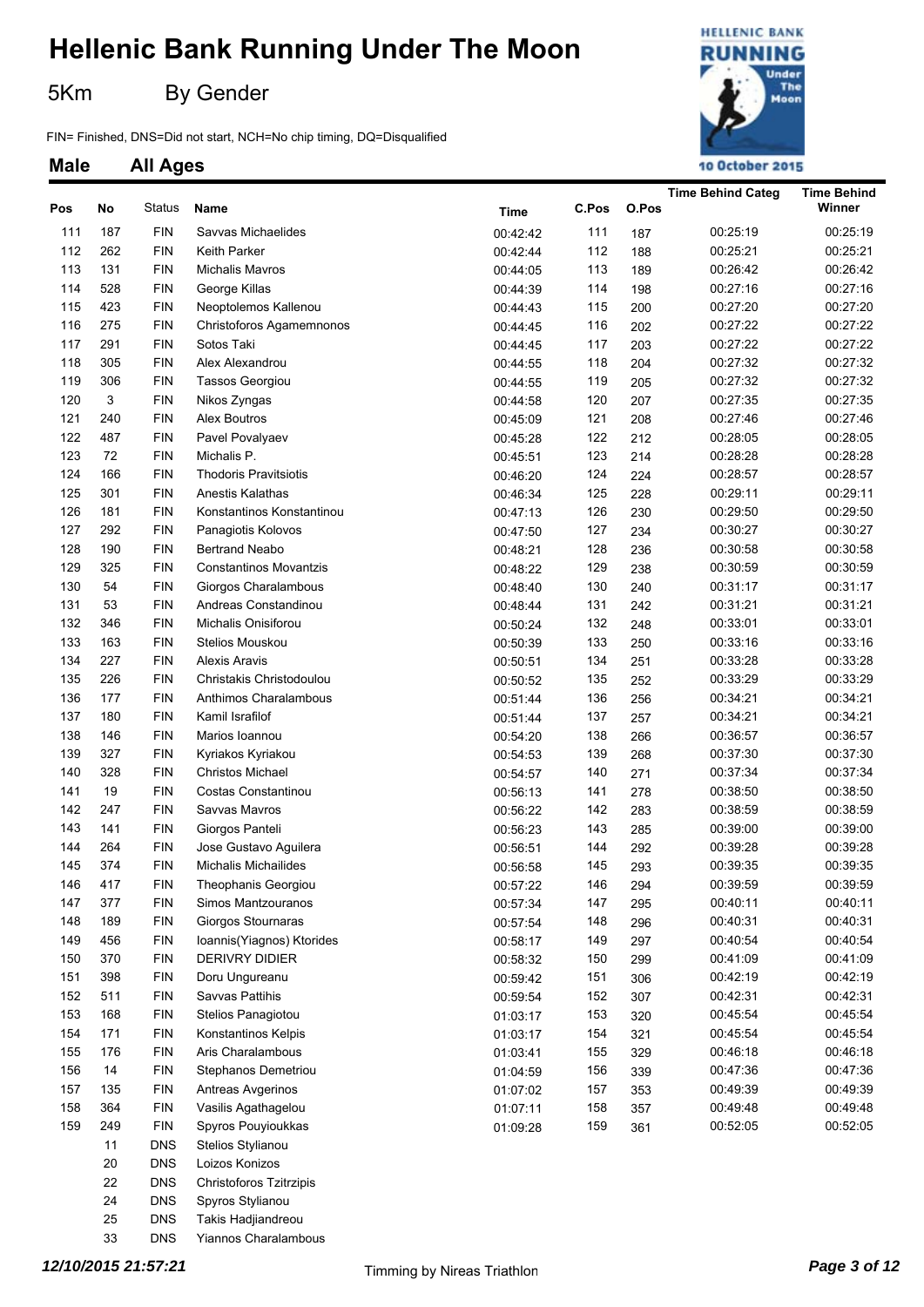# Hellenic Bank Running Under The Moon

5Km By Gender

FIN= Finished, DNS=Did not start, NCH=No chip timing, DQ=Disqualified

## Male All Ages

| Pos | No | Status | Name | Time | C.Pos | O.Pos | Time Behind Categ | Time Behind Winner |
|---|---|---|---|---|---|---|---|---|
| 111 | 187 | FIN | Savvas Michaelides | 00:42:42 | 111 | 187 | 00:25:19 | 00:25:19 |
| 112 | 262 | FIN | Keith Parker | 00:42:44 | 112 | 188 | 00:25:21 | 00:25:21 |
| 113 | 131 | FIN | Michalis Mavros | 00:44:05 | 113 | 189 | 00:26:42 | 00:26:42 |
| 114 | 528 | FIN | George Killas | 00:44:39 | 114 | 198 | 00:27:16 | 00:27:16 |
| 115 | 423 | FIN | Neoptolemos Kallenou | 00:44:43 | 115 | 200 | 00:27:20 | 00:27:20 |
| 116 | 275 | FIN | Christoforos Agamemnonos | 00:44:45 | 116 | 202 | 00:27:22 | 00:27:22 |
| 117 | 291 | FIN | Sotos Taki | 00:44:45 | 117 | 203 | 00:27:22 | 00:27:22 |
| 118 | 305 | FIN | Alex Alexandrou | 00:44:55 | 118 | 204 | 00:27:32 | 00:27:32 |
| 119 | 306 | FIN | Tassos Georgiou | 00:44:55 | 119 | 205 | 00:27:32 | 00:27:32 |
| 120 | 3 | FIN | Nikos Zyngas | 00:44:58 | 120 | 207 | 00:27:35 | 00:27:35 |
| 121 | 240 | FIN | Alex Boutros | 00:45:09 | 121 | 208 | 00:27:46 | 00:27:46 |
| 122 | 487 | FIN | Pavel Povalyaev | 00:45:28 | 122 | 212 | 00:28:05 | 00:28:05 |
| 123 | 72 | FIN | Michalis P. | 00:45:51 | 123 | 214 | 00:28:28 | 00:28:28 |
| 124 | 166 | FIN | Thodoris Pravitsiotis | 00:46:20 | 124 | 224 | 00:28:57 | 00:28:57 |
| 125 | 301 | FIN | Anestis Kalathas | 00:46:34 | 125 | 228 | 00:29:11 | 00:29:11 |
| 126 | 181 | FIN | Konstantinos Konstantinou | 00:47:13 | 126 | 230 | 00:29:50 | 00:29:50 |
| 127 | 292 | FIN | Panagiotis Kolovos | 00:47:50 | 127 | 234 | 00:30:27 | 00:30:27 |
| 128 | 190 | FIN | Bertrand Neabo | 00:48:21 | 128 | 236 | 00:30:58 | 00:30:58 |
| 129 | 325 | FIN | Constantinos Movantzis | 00:48:22 | 129 | 238 | 00:30:59 | 00:30:59 |
| 130 | 54 | FIN | Giorgos Charalambous | 00:48:40 | 130 | 240 | 00:31:17 | 00:31:17 |
| 131 | 53 | FIN | Andreas Constandinou | 00:48:44 | 131 | 242 | 00:31:21 | 00:31:21 |
| 132 | 346 | FIN | Michalis Onisiforou | 00:50:24 | 132 | 248 | 00:33:01 | 00:33:01 |
| 133 | 163 | FIN | Stelios Mouskou | 00:50:39 | 133 | 250 | 00:33:16 | 00:33:16 |
| 134 | 227 | FIN | Alexis Aravis | 00:50:51 | 134 | 251 | 00:33:28 | 00:33:28 |
| 135 | 226 | FIN | Christakis Christodoulou | 00:50:52 | 135 | 252 | 00:33:29 | 00:33:29 |
| 136 | 177 | FIN | Anthimos Charalambous | 00:51:44 | 136 | 256 | 00:34:21 | 00:34:21 |
| 137 | 180 | FIN | Kamil Israfilof | 00:51:44 | 137 | 257 | 00:34:21 | 00:34:21 |
| 138 | 146 | FIN | Marios Ioannou | 00:54:20 | 138 | 266 | 00:36:57 | 00:36:57 |
| 139 | 327 | FIN | Kyriakos Kyriakou | 00:54:53 | 139 | 268 | 00:37:30 | 00:37:30 |
| 140 | 328 | FIN | Christos Michael | 00:54:57 | 140 | 271 | 00:37:34 | 00:37:34 |
| 141 | 19 | FIN | Costas Constantinou | 00:56:13 | 141 | 278 | 00:38:50 | 00:38:50 |
| 142 | 247 | FIN | Savvas Mavros | 00:56:22 | 142 | 283 | 00:38:59 | 00:38:59 |
| 143 | 141 | FIN | Giorgos Panteli | 00:56:23 | 143 | 285 | 00:39:00 | 00:39:00 |
| 144 | 264 | FIN | Jose Gustavo Aguilera | 00:56:51 | 144 | 292 | 00:39:28 | 00:39:28 |
| 145 | 374 | FIN | Michalis Michailides | 00:56:58 | 145 | 293 | 00:39:35 | 00:39:35 |
| 146 | 417 | FIN | Theophanis Georgiou | 00:57:22 | 146 | 294 | 00:39:59 | 00:39:59 |
| 147 | 377 | FIN | Simos Mantzouranos | 00:57:34 | 147 | 295 | 00:40:11 | 00:40:11 |
| 148 | 189 | FIN | Giorgos Stournaras | 00:57:54 | 148 | 296 | 00:40:31 | 00:40:31 |
| 149 | 456 | FIN | Ioannis(Yiagnos) Ktorides | 00:58:17 | 149 | 297 | 00:40:54 | 00:40:54 |
| 150 | 370 | FIN | DERIVRY DIDIER | 00:58:32 | 150 | 299 | 00:41:09 | 00:41:09 |
| 151 | 398 | FIN | Doru Ungureanu | 00:59:42 | 151 | 306 | 00:42:19 | 00:42:19 |
| 152 | 511 | FIN | Savvas Pattihis | 00:59:54 | 152 | 307 | 00:42:31 | 00:42:31 |
| 153 | 168 | FIN | Stelios Panagiotou | 01:03:17 | 153 | 320 | 00:45:54 | 00:45:54 |
| 154 | 171 | FIN | Konstantinos Kelpis | 01:03:17 | 154 | 321 | 00:45:54 | 00:45:54 |
| 155 | 176 | FIN | Aris Charalambous | 01:03:41 | 155 | 329 | 00:46:18 | 00:46:18 |
| 156 | 14 | FIN | Stephanos Demetriou | 01:04:59 | 156 | 339 | 00:47:36 | 00:47:36 |
| 157 | 135 | FIN | Antreas Avgerinos | 01:07:02 | 157 | 353 | 00:49:39 | 00:49:39 |
| 158 | 364 | FIN | Vasilis Agathagelou | 01:07:11 | 158 | 357 | 00:49:48 | 00:49:48 |
| 159 | 249 | FIN | Spyros Pouyioukkas | 01:09:28 | 159 | 361 | 00:52:05 | 00:52:05 |
| | 11 | DNS | Stelios Stylianou | | | | | |
| | 20 | DNS | Loizos Konizos | | | | | |
| | 22 | DNS | Christoforos Tzitrzipis | | | | | |
| | 24 | DNS | Spyros Stylianou | | | | | |
| | 25 | DNS | Takis Hadjiandreou | | | | | |
| | 33 | DNS | Yiannos Charalambous | | | | | |

*12/10/2015 21:57:21* Timming by Nireas Triathlon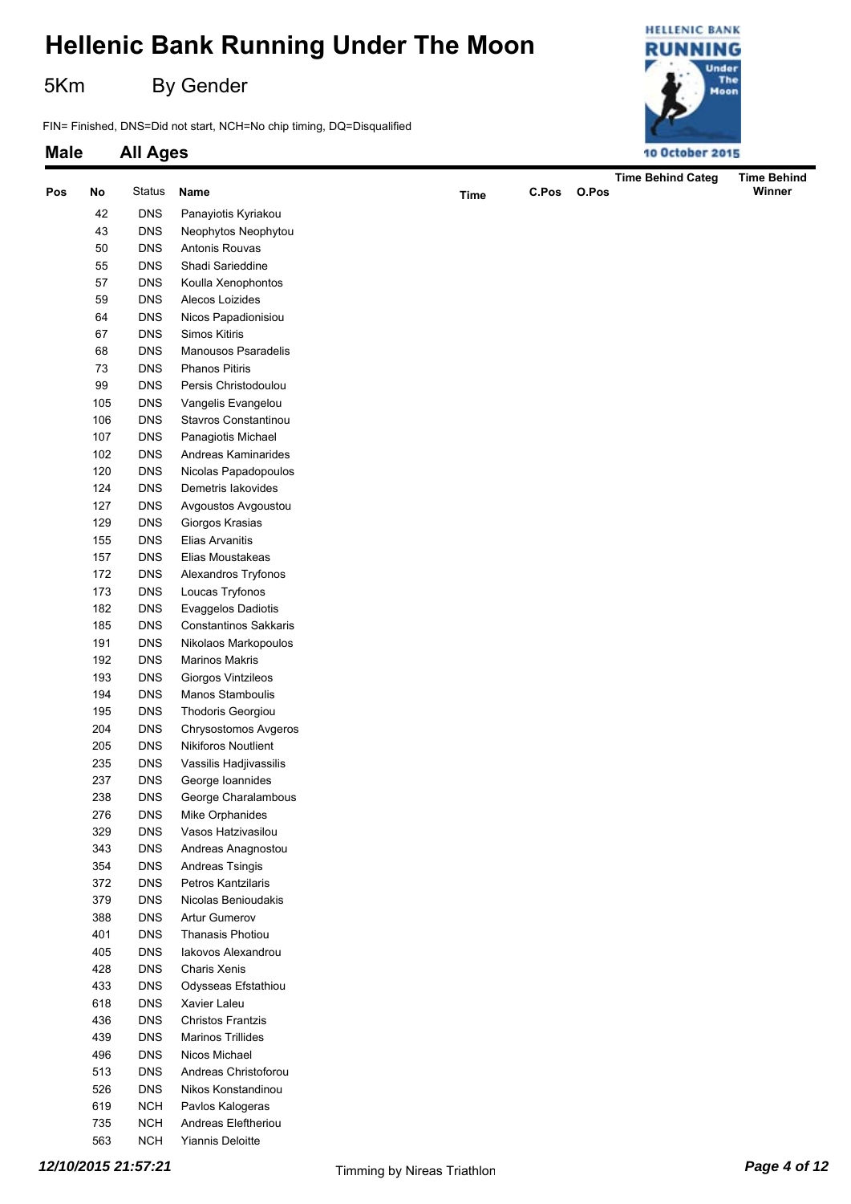# Hellenic Bank Running Under The Moon

5Km By Gender

FIN= Finished, DNS=Did not start, NCH=No chip timing, DQ=Disqualified

## Male All Ages

| Pos | No | Status | Name | Time | C.Pos | O.Pos | Time Behind Categ | Time Behind Winner |
|---|---|---|---|---|---|---|---|---|
| | 42 | DNS | Panayiotis Kyriakou | | | | | |
| | 43 | DNS | Neophytos Neophytou | | | | | |
| | 50 | DNS | Antonis Rouvas | | | | | |
| | 55 | DNS | Shadi Sarieddine | | | | | |
| | 57 | DNS | Koulla Xenophontos | | | | | |
| | 59 | DNS | Alecos Loizides | | | | | |
| | 64 | DNS | Nicos Papadionisiou | | | | | |
| | 67 | DNS | Simos Kitiris | | | | | |
| | 68 | DNS | Manousos Psaradelis | | | | | |
| | 73 | DNS | Phanos Pitiris | | | | | |
| | 99 | DNS | Persis Christodoulou | | | | | |
| | 105 | DNS | Vangelis Evangelou | | | | | |
| | 106 | DNS | Stavros Constantinou | | | | | |
| | 107 | DNS | Panagiotis Michael | | | | | |
| | 102 | DNS | Andreas Kaminarides | | | | | |
| | 120 | DNS | Nicolas Papadopoulos | | | | | |
| | 124 | DNS | Demetris Iakovides | | | | | |
| | 127 | DNS | Avgoustos Avgoustou | | | | | |
| | 129 | DNS | Giorgos Krasias | | | | | |
| | 155 | DNS | Elias Arvanitis | | | | | |
| | 157 | DNS | Elias Moustakeas | | | | | |
| | 172 | DNS | Alexandros Tryfonos | | | | | |
| | 173 | DNS | Loucas Tryfonos | | | | | |
| | 182 | DNS | Evaggelos Dadiotis | | | | | |
| | 185 | DNS | Constantinos Sakkaris | | | | | |
| | 191 | DNS | Nikolaos Markopoulos | | | | | |
| | 192 | DNS | Marinos Makris | | | | | |
| | 193 | DNS | Giorgos Vintzileos | | | | | |
| | 194 | DNS | Manos Stamboulis | | | | | |
| | 195 | DNS | Thodoris Georgiou | | | | | |
| | 204 | DNS | Chrysostomos Avgeros | | | | | |
| | 205 | DNS | Nikiforos Noutlient | | | | | |
| | 235 | DNS | Vassilis Hadjivassilis | | | | | |
| | 237 | DNS | George Ioannides | | | | | |
| | 238 | DNS | George Charalambous | | | | | |
| | 276 | DNS | Mike Orphanides | | | | | |
| | 329 | DNS | Vasos Hatzivasilou | | | | | |
| | 343 | DNS | Andreas Anagnostou | | | | | |
| | 354 | DNS | Andreas Tsingis | | | | | |
| | 372 | DNS | Petros Kantzilaris | | | | | |
| | 379 | DNS | Nicolas Benioudakis | | | | | |
| | 388 | DNS | Artur Gumerov | | | | | |
| | 401 | DNS | Thanasis Photiou | | | | | |
| | 405 | DNS | Iakovos Alexandrou | | | | | |
| | 428 | DNS | Charis Xenis | | | | | |
| | 433 | DNS | Odysseas Efstathiou | | | | | |
| | 618 | DNS | Xavier Laleu | | | | | |
| | 436 | DNS | Christos Frantzis | | | | | |
| | 439 | DNS | Marinos Trillides | | | | | |
| | 496 | DNS | Nicos Michael | | | | | |
| | 513 | DNS | Andreas Christoforou | | | | | |
| | 526 | DNS | Nikos Konstandinou | | | | | |
| | 619 | NCH | Pavlos Kalogeras | | | | | |
| | 735 | NCH | Andreas Eleftheriou | | | | | |
| | 563 | NCH | Yiannis Deloitte | | | | | |

*12/10/2015 21:57:21* Timming by Nireas Triathlon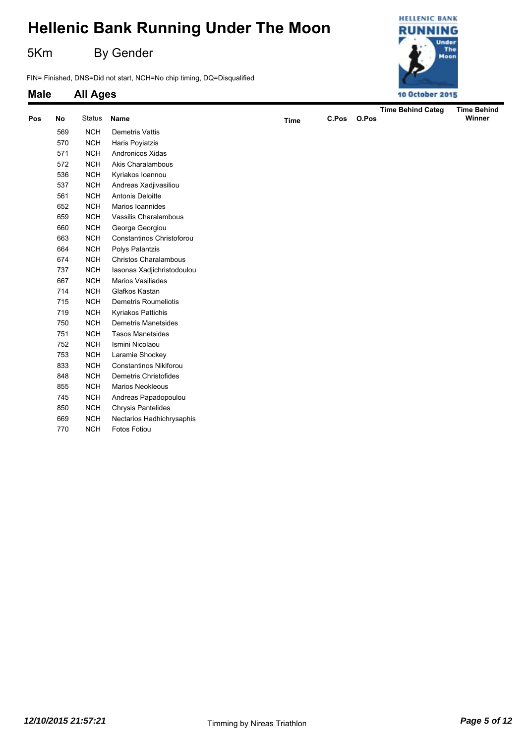# Hellenic Bank Running Under The Moon

5Km By Gender

FIN= Finished, DNS=Did not start, NCH=No chip timing, DQ=Disqualified

## Male All Ages

10 October 2015

| Pos | No | Status | Name | Time | C.Pos | O.Pos | Time Behind Categ | Time Behind Winner |
|---|---|---|---|---|---|---|---|---|
| | 569 | NCH | Demetris Vattis | | | | | |
| | 570 | NCH | Haris Poyiatzis | | | | | |
| | 571 | NCH | Andronicos Xidas | | | | | |
| | 572 | NCH | Akis Charalambous | | | | | |
| | 536 | NCH | Kyriakos Ioannou | | | | | |
| | 537 | NCH | Andreas Xadjivasiliou | | | | | |
| | 561 | NCH | Antonis Deloitte | | | | | |
| | 652 | NCH | Marios Ioannides | | | | | |
| | 659 | NCH | Vassilis Charalambous | | | | | |
| | 660 | NCH | George Georgiou | | | | | |
| | 663 | NCH | Constantinos Christoforou | | | | | |
| | 664 | NCH | Polys Palantzis | | | | | |
| | 674 | NCH | Christos Charalambous | | | | | |
| | 737 | NCH | Iasonas Xadjichristodoulou | | | | | |
| | 667 | NCH | Marios Vasiliades | | | | | |
| | 714 | NCH | Glafkos Kastan | | | | | |
| | 715 | NCH | Demetris Roumeliotis | | | | | |
| | 719 | NCH | Kyriakos Pattichis | | | | | |
| | 750 | NCH | Demetris Manetsides | | | | | |
| | 751 | NCH | Tasos Manetsides | | | | | |
| | 752 | NCH | Ismini Nicolaou | | | | | |
| | 753 | NCH | Laramie Shockey | | | | | |
| | 833 | NCH | Constantinos Nikiforou | | | | | |
| | 848 | NCH | Demetris Christofides | | | | | |
| | 855 | NCH | Marios Neokleous | | | | | |
| | 745 | NCH | Andreas Papadopoulou | | | | | |
| | 850 | NCH | Chrysis Pantelides | | | | | |
| | 669 | NCH | Nectarios Hadhichrysaphis | | | | | |
| | 770 | NCH | Fotos Fotiou | | | | | |

*12/10/2015 21:57:21*

Timming by Nireas Triathlon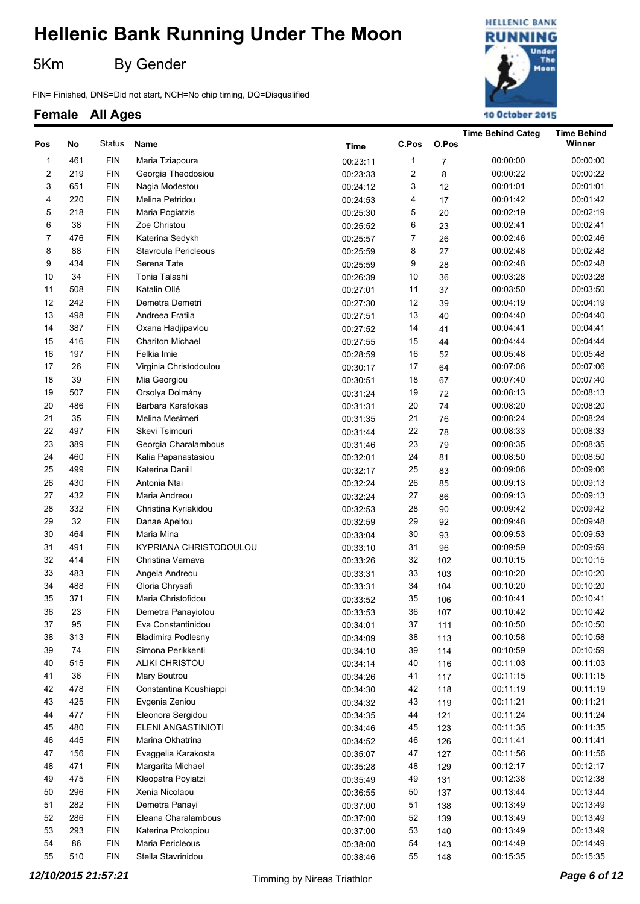# Hellenic Bank Running Under The Moon

5Km By Gender

FIN= Finished, DNS=Did not start, NCH=No chip timing, DQ=Disqualified

## Female All Ages

| Pos | No | Status | Name | Time | C.Pos | O.Pos | Time Behind Categ | Time Behind Winner |
|---|---|---|---|---|---|---|---|---|
| 1 | 461 | FIN | Maria Tziapoura | 00:23:11 | 1 | 7 | 00:00:00 | 00:00:00 |
| 2 | 219 | FIN | Georgia Theodosiou | 00:23:33 | 2 | 8 | 00:00:22 | 00:00:22 |
| 3 | 651 | FIN | Nagia Modestou | 00:24:12 | 3 | 12 | 00:01:01 | 00:01:01 |
| 4 | 220 | FIN | Melina Petridou | 00:24:53 | 4 | 17 | 00:01:42 | 00:01:42 |
| 5 | 218 | FIN | Maria Pogiatzis | 00:25:30 | 5 | 20 | 00:02:19 | 00:02:19 |
| 6 | 38 | FIN | Zoe Christou | 00:25:52 | 6 | 23 | 00:02:41 | 00:02:41 |
| 7 | 476 | FIN | Katerina Sedykh | 00:25:57 | 7 | 26 | 00:02:46 | 00:02:46 |
| 8 | 88 | FIN | Stavroula Pericleous | 00:25:59 | 8 | 27 | 00:02:48 | 00:02:48 |
| 9 | 434 | FIN | Serena Tate | 00:25:59 | 9 | 28 | 00:02:48 | 00:02:48 |
| 10 | 34 | FIN | Tonia Talashi | 00:26:39 | 10 | 36 | 00:03:28 | 00:03:28 |
| 11 | 508 | FIN | Katalin Ollé | 00:27:01 | 11 | 37 | 00:03:50 | 00:03:50 |
| 12 | 242 | FIN | Demetra Demetri | 00:27:30 | 12 | 39 | 00:04:19 | 00:04:19 |
| 13 | 498 | FIN | Andreea Fratila | 00:27:51 | 13 | 40 | 00:04:40 | 00:04:40 |
| 14 | 387 | FIN | Oxana Hadjipavlou | 00:27:52 | 14 | 41 | 00:04:41 | 00:04:41 |
| 15 | 416 | FIN | Chariton Michael | 00:27:55 | 15 | 44 | 00:04:44 | 00:04:44 |
| 16 | 197 | FIN | Felkia Imie | 00:28:59 | 16 | 52 | 00:05:48 | 00:05:48 |
| 17 | 26 | FIN | Virginia Christodoulou | 00:30:17 | 17 | 64 | 00:07:06 | 00:07:06 |
| 18 | 39 | FIN | Mia Georgiou | 00:30:51 | 18 | 67 | 00:07:40 | 00:07:40 |
| 19 | 507 | FIN | Orsolya Dolmány | 00:31:24 | 19 | 72 | 00:08:13 | 00:08:13 |
| 20 | 486 | FIN | Barbara Karafokas | 00:31:31 | 20 | 74 | 00:08:20 | 00:08:20 |
| 21 | 35 | FIN | Melina Mesimeri | 00:31:35 | 21 | 76 | 00:08:24 | 00:08:24 |
| 22 | 497 | FIN | Skevi Tsimouri | 00:31:44 | 22 | 78 | 00:08:33 | 00:08:33 |
| 23 | 389 | FIN | Georgia Charalambous | 00:31:46 | 23 | 79 | 00:08:35 | 00:08:35 |
| 24 | 460 | FIN | Kalia Papanastasiou | 00:32:01 | 24 | 81 | 00:08:50 | 00:08:50 |
| 25 | 499 | FIN | Katerina Daniil | 00:32:17 | 25 | 83 | 00:09:06 | 00:09:06 |
| 26 | 430 | FIN | Antonia Ntai | 00:32:24 | 26 | 85 | 00:09:13 | 00:09:13 |
| 27 | 432 | FIN | Maria Andreou | 00:32:24 | 27 | 86 | 00:09:13 | 00:09:13 |
| 28 | 332 | FIN | Christina Kyriakidou | 00:32:53 | 28 | 90 | 00:09:42 | 00:09:42 |
| 29 | 32 | FIN | Danae Apeitou | 00:32:59 | 29 | 92 | 00:09:48 | 00:09:48 |
| 30 | 464 | FIN | Maria Mina | 00:33:04 | 30 | 93 | 00:09:53 | 00:09:53 |
| 31 | 491 | FIN | KYPRIANA CHRISTODOULOU | 00:33:10 | 31 | 96 | 00:09:59 | 00:09:59 |
| 32 | 414 | FIN | Christina Varnava | 00:33:26 | 32 | 102 | 00:10:15 | 00:10:15 |
| 33 | 483 | FIN | Angela Andreou | 00:33:31 | 33 | 103 | 00:10:20 | 00:10:20 |
| 34 | 488 | FIN | Gloria Chrysafi | 00:33:31 | 34 | 104 | 00:10:20 | 00:10:20 |
| 35 | 371 | FIN | Maria Christofidou | 00:33:52 | 35 | 106 | 00:10:41 | 00:10:41 |
| 36 | 23 | FIN | Demetra Panayiotou | 00:33:53 | 36 | 107 | 00:10:42 | 00:10:42 |
| 37 | 95 | FIN | Eva Constantinidou | 00:34:01 | 37 | 111 | 00:10:50 | 00:10:50 |
| 38 | 313 | FIN | Bladimira Podlesny | 00:34:09 | 38 | 113 | 00:10:58 | 00:10:58 |
| 39 | 74 | FIN | Simona Perikkenti | 00:34:10 | 39 | 114 | 00:10:59 | 00:10:59 |
| 40 | 515 | FIN | ALIKI CHRISTOU | 00:34:14 | 40 | 116 | 00:11:03 | 00:11:03 |
| 41 | 36 | FIN | Mary Boutrou | 00:34:26 | 41 | 117 | 00:11:15 | 00:11:15 |
| 42 | 478 | FIN | Constantina Koushiappi | 00:34:30 | 42 | 118 | 00:11:19 | 00:11:19 |
| 43 | 425 | FIN | Evgenia Zeniou | 00:34:32 | 43 | 119 | 00:11:21 | 00:11:21 |
| 44 | 477 | FIN | Eleonora Sergidou | 00:34:35 | 44 | 121 | 00:11:24 | 00:11:24 |
| 45 | 480 | FIN | ELENI ANGASTINIOTI | 00:34:46 | 45 | 123 | 00:11:35 | 00:11:35 |
| 46 | 445 | FIN | Marina Okhatrina | 00:34:52 | 46 | 126 | 00:11:41 | 00:11:41 |
| 47 | 156 | FIN | Evaggelia Karakosta | 00:35:07 | 47 | 127 | 00:11:56 | 00:11:56 |
| 48 | 471 | FIN | Margarita Michael | 00:35:28 | 48 | 129 | 00:12:17 | 00:12:17 |
| 49 | 475 | FIN | Kleopatra Poyiatzi | 00:35:49 | 49 | 131 | 00:12:38 | 00:12:38 |
| 50 | 296 | FIN | Xenia Nicolaou | 00:36:55 | 50 | 137 | 00:13:44 | 00:13:44 |
| 51 | 282 | FIN | Demetra Panayi | 00:37:00 | 51 | 138 | 00:13:49 | 00:13:49 |
| 52 | 286 | FIN | Eleana Charalambous | 00:37:00 | 52 | 139 | 00:13:49 | 00:13:49 |
| 53 | 293 | FIN | Katerina Prokopiou | 00:37:00 | 53 | 140 | 00:13:49 | 00:13:49 |
| 54 | 86 | FIN | Maria Pericleous | 00:38:00 | 54 | 143 | 00:14:49 | 00:14:49 |
| 55 | 510 | FIN | Stella Stavrinidou | 00:38:46 | 55 | 148 | 00:15:35 | 00:15:35 |

*12/10/2015 21:57:21* Timming by Nireas Triathlon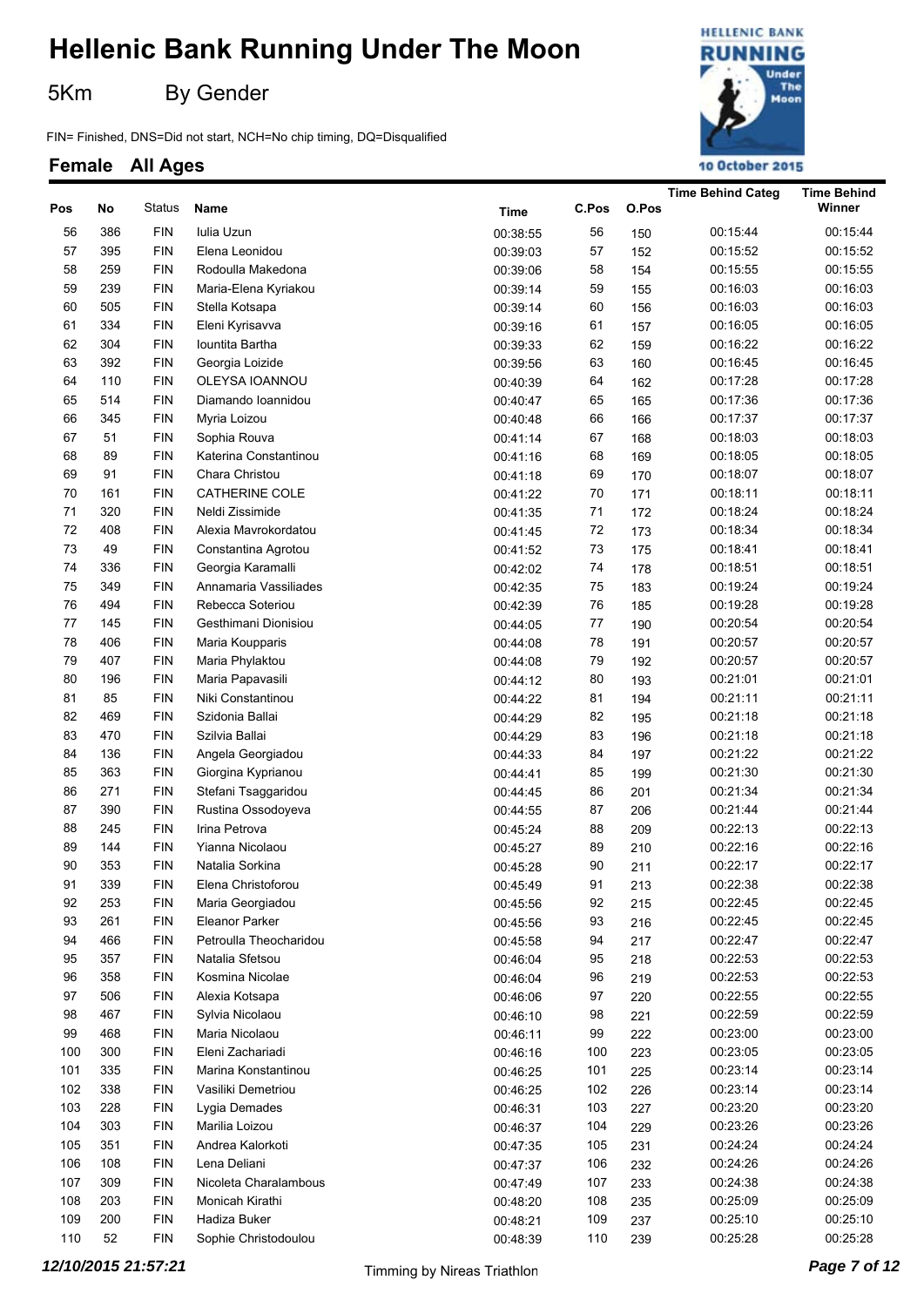# Hellenic Bank Running Under The Moon

5Km By Gender

FIN= Finished, DNS=Did not start, NCH=No chip timing, DQ=Disqualified

## Female All Ages

| Pos | No | Status | Name | Time | C.Pos | O.Pos | Time Behind Categ | Time Behind Winner |
|---|---|---|---|---|---|---|---|---|
| 56 | 386 | FIN | Iulia Uzun | 00:38:55 | 56 | 150 | 00:15:44 | 00:15:44 |
| 57 | 395 | FIN | Elena Leonidou | 00:39:03 | 57 | 152 | 00:15:52 | 00:15:52 |
| 58 | 259 | FIN | Rodoulla Makedona | 00:39:06 | 58 | 154 | 00:15:55 | 00:15:55 |
| 59 | 239 | FIN | Maria-Elena Kyriakou | 00:39:14 | 59 | 155 | 00:16:03 | 00:16:03 |
| 60 | 505 | FIN | Stella Kotsapa | 00:39:14 | 60 | 156 | 00:16:03 | 00:16:03 |
| 61 | 334 | FIN | Eleni Kyrisavva | 00:39:16 | 61 | 157 | 00:16:05 | 00:16:05 |
| 62 | 304 | FIN | Iountita Bartha | 00:39:33 | 62 | 159 | 00:16:22 | 00:16:22 |
| 63 | 392 | FIN | Georgia Loizide | 00:39:56 | 63 | 160 | 00:16:45 | 00:16:45 |
| 64 | 110 | FIN | OLEYSA IOANNOU | 00:40:39 | 64 | 162 | 00:17:28 | 00:17:28 |
| 65 | 514 | FIN | Diamando Ioannidou | 00:40:47 | 65 | 165 | 00:17:36 | 00:17:36 |
| 66 | 345 | FIN | Myria Loizou | 00:40:48 | 66 | 166 | 00:17:37 | 00:17:37 |
| 67 | 51 | FIN | Sophia Rouva | 00:41:14 | 67 | 168 | 00:18:03 | 00:18:03 |
| 68 | 89 | FIN | Katerina Constantinou | 00:41:16 | 68 | 169 | 00:18:05 | 00:18:05 |
| 69 | 91 | FIN | Chara Christou | 00:41:18 | 69 | 170 | 00:18:07 | 00:18:07 |
| 70 | 161 | FIN | CATHERINE COLE | 00:41:22 | 70 | 171 | 00:18:11 | 00:18:11 |
| 71 | 320 | FIN | Neldi Zissimide | 00:41:35 | 71 | 172 | 00:18:24 | 00:18:24 |
| 72 | 408 | FIN | Alexia Mavrokordatou | 00:41:45 | 72 | 173 | 00:18:34 | 00:18:34 |
| 73 | 49 | FIN | Constantina Agrotou | 00:41:52 | 73 | 175 | 00:18:41 | 00:18:41 |
| 74 | 336 | FIN | Georgia Karamalli | 00:42:02 | 74 | 178 | 00:18:51 | 00:18:51 |
| 75 | 349 | FIN | Annamaria Vassiliades | 00:42:35 | 75 | 183 | 00:19:24 | 00:19:24 |
| 76 | 494 | FIN | Rebecca Soteriou | 00:42:39 | 76 | 185 | 00:19:28 | 00:19:28 |
| 77 | 145 | FIN | Gesthimani Dionisiou | 00:44:05 | 77 | 190 | 00:20:54 | 00:20:54 |
| 78 | 406 | FIN | Maria Koupparis | 00:44:08 | 78 | 191 | 00:20:57 | 00:20:57 |
| 79 | 407 | FIN | Maria Phylaktou | 00:44:08 | 79 | 192 | 00:20:57 | 00:20:57 |
| 80 | 196 | FIN | Maria Papavasili | 00:44:12 | 80 | 193 | 00:21:01 | 00:21:01 |
| 81 | 85 | FIN | Niki Constantinou | 00:44:22 | 81 | 194 | 00:21:11 | 00:21:11 |
| 82 | 469 | FIN | Szidonia Ballai | 00:44:29 | 82 | 195 | 00:21:18 | 00:21:18 |
| 83 | 470 | FIN | Szilvia Ballai | 00:44:29 | 83 | 196 | 00:21:18 | 00:21:18 |
| 84 | 136 | FIN | Angela Georgiadou | 00:44:33 | 84 | 197 | 00:21:22 | 00:21:22 |
| 85 | 363 | FIN | Giorgina Kyprianou | 00:44:41 | 85 | 199 | 00:21:30 | 00:21:30 |
| 86 | 271 | FIN | Stefani Tsaggaridou | 00:44:45 | 86 | 201 | 00:21:34 | 00:21:34 |
| 87 | 390 | FIN | Rustina Ossodoyeva | 00:44:55 | 87 | 206 | 00:21:44 | 00:21:44 |
| 88 | 245 | FIN | Irina Petrova | 00:45:24 | 88 | 209 | 00:22:13 | 00:22:13 |
| 89 | 144 | FIN | Yianna Nicolaou | 00:45:27 | 89 | 210 | 00:22:16 | 00:22:16 |
| 90 | 353 | FIN | Natalia Sorkina | 00:45:28 | 90 | 211 | 00:22:17 | 00:22:17 |
| 91 | 339 | FIN | Elena Christoforou | 00:45:49 | 91 | 213 | 00:22:38 | 00:22:38 |
| 92 | 253 | FIN | Maria Georgiadou | 00:45:56 | 92 | 215 | 00:22:45 | 00:22:45 |
| 93 | 261 | FIN | Eleanor Parker | 00:45:56 | 93 | 216 | 00:22:45 | 00:22:45 |
| 94 | 466 | FIN | Petroulla Theocharidou | 00:45:58 | 94 | 217 | 00:22:47 | 00:22:47 |
| 95 | 357 | FIN | Natalia Sfetsou | 00:46:04 | 95 | 218 | 00:22:53 | 00:22:53 |
| 96 | 358 | FIN | Kosmina Nicolae | 00:46:04 | 96 | 219 | 00:22:53 | 00:22:53 |
| 97 | 506 | FIN | Alexia Kotsapa | 00:46:06 | 97 | 220 | 00:22:55 | 00:22:55 |
| 98 | 467 | FIN | Sylvia Nicolaou | 00:46:10 | 98 | 221 | 00:22:59 | 00:22:59 |
| 99 | 468 | FIN | Maria Nicolaou | 00:46:11 | 99 | 222 | 00:23:00 | 00:23:00 |
| 100 | 300 | FIN | Eleni Zachariadi | 00:46:16 | 100 | 223 | 00:23:05 | 00:23:05 |
| 101 | 335 | FIN | Marina Konstantinou | 00:46:25 | 101 | 225 | 00:23:14 | 00:23:14 |
| 102 | 338 | FIN | Vasiliki Demetriou | 00:46:25 | 102 | 226 | 00:23:14 | 00:23:14 |
| 103 | 228 | FIN | Lygia Demades | 00:46:31 | 103 | 227 | 00:23:20 | 00:23:20 |
| 104 | 303 | FIN | Marilia Loizou | 00:46:37 | 104 | 229 | 00:23:26 | 00:23:26 |
| 105 | 351 | FIN | Andrea Kalorkoti | 00:47:35 | 105 | 231 | 00:24:24 | 00:24:24 |
| 106 | 108 | FIN | Lena Deliani | 00:47:37 | 106 | 232 | 00:24:26 | 00:24:26 |
| 107 | 309 | FIN | Nicoleta Charalambous | 00:47:49 | 107 | 233 | 00:24:38 | 00:24:38 |
| 108 | 203 | FIN | Monicah Kirathi | 00:48:20 | 108 | 235 | 00:25:09 | 00:25:09 |
| 109 | 200 | FIN | Hadiza Buker | 00:48:21 | 109 | 237 | 00:25:10 | 00:25:10 |
| 110 | 52 | FIN | Sophie Christodoulou | 00:48:39 | 110 | 239 | 00:25:28 | 00:25:28 |

*12/10/2015 21:57:21* Timming by Nireas Triathlon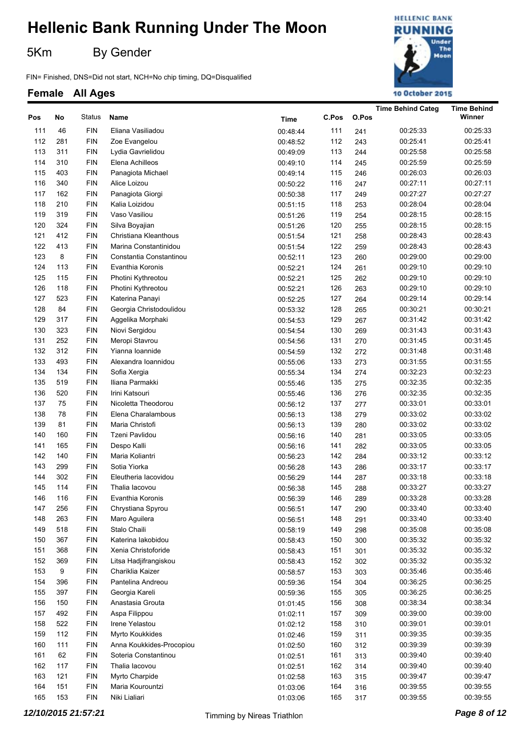# Hellenic Bank Running Under The Moon

## 5Km By Gender

FIN= Finished, DNS=Did not start, NCH=No chip timing, DQ=Disqualified

### Female All Ages

| Pos | No | Status | Name | Time | C.Pos | O.Pos | Time Behind Categ | Time Behind Winner |
|---|---|---|---|---|---|---|---|---|
| 111 | 46 | FIN | Eliana Vasiliadou | 00:48:44 | 111 | 241 | 00:25:33 | 00:25:33 |
| 112 | 281 | FIN | Zoe Evangelou | 00:48:52 | 112 | 243 | 00:25:41 | 00:25:41 |
| 113 | 311 | FIN | Lydia Gavrielidou | 00:49:09 | 113 | 244 | 00:25:58 | 00:25:58 |
| 114 | 310 | FIN | Elena Achilleos | 00:49:10 | 114 | 245 | 00:25:59 | 00:25:59 |
| 115 | 403 | FIN | Panagiota Michael | 00:49:14 | 115 | 246 | 00:26:03 | 00:26:03 |
| 116 | 340 | FIN | Alice Loizou | 00:50:22 | 116 | 247 | 00:27:11 | 00:27:11 |
| 117 | 162 | FIN | Panagiota Giorgi | 00:50:38 | 117 | 249 | 00:27:27 | 00:27:27 |
| 118 | 210 | FIN | Kalia Loizidou | 00:51:15 | 118 | 253 | 00:28:04 | 00:28:04 |
| 119 | 319 | FIN | Vaso Vasiliou | 00:51:26 | 119 | 254 | 00:28:15 | 00:28:15 |
| 120 | 324 | FIN | Silva Boyajian | 00:51:26 | 120 | 255 | 00:28:15 | 00:28:15 |
| 121 | 412 | FIN | Christiana Kleanthous | 00:51:54 | 121 | 258 | 00:28:43 | 00:28:43 |
| 122 | 413 | FIN | Marina Constantinidou | 00:51:54 | 122 | 259 | 00:28:43 | 00:28:43 |
| 123 | 8 | FIN | Constantia Constantinou | 00:52:11 | 123 | 260 | 00:29:00 | 00:29:00 |
| 124 | 113 | FIN | Evanthia Koronis | 00:52:21 | 124 | 261 | 00:29:10 | 00:29:10 |
| 125 | 115 | FIN | Photini Kythreotou | 00:52:21 | 125 | 262 | 00:29:10 | 00:29:10 |
| 126 | 118 | FIN | Photini Kythreotou | 00:52:21 | 126 | 263 | 00:29:10 | 00:29:10 |
| 127 | 523 | FIN | Katerina Panayi | 00:52:25 | 127 | 264 | 00:29:14 | 00:29:14 |
| 128 | 84 | FIN | Georgia Christodoulidou | 00:53:32 | 128 | 265 | 00:30:21 | 00:30:21 |
| 129 | 317 | FIN | Aggelika Morphaki | 00:54:53 | 129 | 267 | 00:31:42 | 00:31:42 |
| 130 | 323 | FIN | Niovi Sergidou | 00:54:54 | 130 | 269 | 00:31:43 | 00:31:43 |
| 131 | 252 | FIN | Meropi Stavrou | 00:54:56 | 131 | 270 | 00:31:45 | 00:31:45 |
| 132 | 312 | FIN | Yianna Ioannide | 00:54:59 | 132 | 272 | 00:31:48 | 00:31:48 |
| 133 | 493 | FIN | Alexandra Ioannidou | 00:55:06 | 133 | 273 | 00:31:55 | 00:31:55 |
| 134 | 134 | FIN | Sofia Xergia | 00:55:34 | 134 | 274 | 00:32:23 | 00:32:23 |
| 135 | 519 | FIN | Iliana Parmakki | 00:55:46 | 135 | 275 | 00:32:35 | 00:32:35 |
| 136 | 520 | FIN | Irini Katsouri | 00:55:46 | 136 | 276 | 00:32:35 | 00:32:35 |
| 137 | 75 | FIN | Nicoletta Theodorou | 00:56:12 | 137 | 277 | 00:33:01 | 00:33:01 |
| 138 | 78 | FIN | Elena Charalambous | 00:56:13 | 138 | 279 | 00:33:02 | 00:33:02 |
| 139 | 81 | FIN | Maria Christofi | 00:56:13 | 139 | 280 | 00:33:02 | 00:33:02 |
| 140 | 160 | FIN | Tzeni Pavlidou | 00:56:16 | 140 | 281 | 00:33:05 | 00:33:05 |
| 141 | 165 | FIN | Despo Kalli | 00:56:16 | 141 | 282 | 00:33:05 | 00:33:05 |
| 142 | 140 | FIN | Maria Koliantri | 00:56:23 | 142 | 284 | 00:33:12 | 00:33:12 |
| 143 | 299 | FIN | Sotia Yiorka | 00:56:28 | 143 | 286 | 00:33:17 | 00:33:17 |
| 144 | 302 | FIN | Eleutheria Iacovidou | 00:56:29 | 144 | 287 | 00:33:18 | 00:33:18 |
| 145 | 114 | FIN | Thalia Iacovou | 00:56:38 | 145 | 288 | 00:33:27 | 00:33:27 |
| 146 | 116 | FIN | Evanthia Koronis | 00:56:39 | 146 | 289 | 00:33:28 | 00:33:28 |
| 147 | 256 | FIN | Chrystiana Spyrou | 00:56:51 | 147 | 290 | 00:33:40 | 00:33:40 |
| 148 | 263 | FIN | Maro Aguilera | 00:56:51 | 148 | 291 | 00:33:40 | 00:33:40 |
| 149 | 518 | FIN | Stalo Chaili | 00:58:19 | 149 | 298 | 00:35:08 | 00:35:08 |
| 150 | 367 | FIN | Katerina Iakobidou | 00:58:43 | 150 | 300 | 00:35:32 | 00:35:32 |
| 151 | 368 | FIN | Xenia Christoforide | 00:58:43 | 151 | 301 | 00:35:32 | 00:35:32 |
| 152 | 369 | FIN | Litsa Hadjifrangiskou | 00:58:43 | 152 | 302 | 00:35:32 | 00:35:32 |
| 153 | 9 | FIN | Chariklia Kaizer | 00:58:57 | 153 | 303 | 00:35:46 | 00:35:46 |
| 154 | 396 | FIN | Pantelina Andreou | 00:59:36 | 154 | 304 | 00:36:25 | 00:36:25 |
| 155 | 397 | FIN | Georgia Kareli | 00:59:36 | 155 | 305 | 00:36:25 | 00:36:25 |
| 156 | 150 | FIN | Anastasia Grouta | 01:01:45 | 156 | 308 | 00:38:34 | 00:38:34 |
| 157 | 492 | FIN | Aspa Filippou | 01:02:11 | 157 | 309 | 00:39:00 | 00:39:00 |
| 158 | 522 | FIN | Irene Yelastou | 01:02:12 | 158 | 310 | 00:39:01 | 00:39:01 |
| 159 | 112 | FIN | Myrto Koukkides | 01:02:46 | 159 | 311 | 00:39:35 | 00:39:35 |
| 160 | 111 | FIN | Anna Koukkides-Procopiou | 01:02:50 | 160 | 312 | 00:39:39 | 00:39:39 |
| 161 | 62 | FIN | Soteria Constantinou | 01:02:51 | 161 | 313 | 00:39:40 | 00:39:40 |
| 162 | 117 | FIN | Thalia Iacovou | 01:02:51 | 162 | 314 | 00:39:40 | 00:39:40 |
| 163 | 121 | FIN | Myrto Charpide | 01:02:58 | 163 | 315 | 00:39:47 | 00:39:47 |
| 164 | 151 | FIN | Maria Kourountzi | 01:03:06 | 164 | 316 | 00:39:55 | 00:39:55 |
| 165 | 153 | FIN | Niki Lialiari | 01:03:06 | 165 | 317 | 00:39:55 | 00:39:55 |

*12/10/2015 21:57:21* Timming by Nireas Triathlon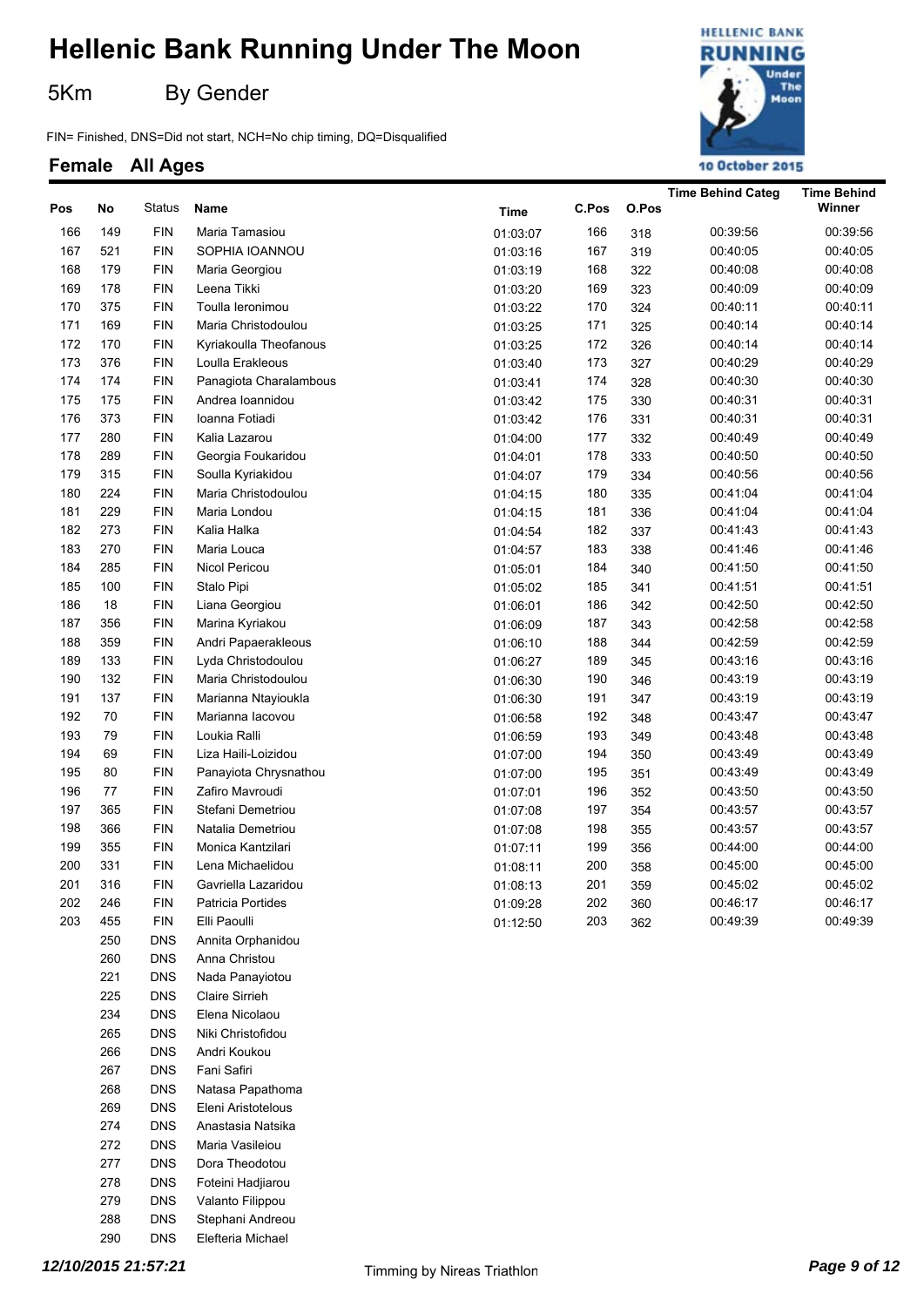# Hellenic Bank Running Under The Moon

5Km By Gender

FIN= Finished, DNS=Did not start, NCH=No chip timing, DQ=Disqualified

## Female All Ages

| Pos | No | Status | Name | Time | C.Pos | O.Pos | Time Behind Categ | Time Behind Winner |
|---|---|---|---|---|---|---|---|---|
| 166 | 149 | FIN | Maria Tamasiou | 01:03:07 | 166 | 318 | 00:39:56 | 00:39:56 |
| 167 | 521 | FIN | SOPHIA IOANNOU | 01:03:16 | 167 | 319 | 00:40:05 | 00:40:05 |
| 168 | 179 | FIN | Maria Georgiou | 01:03:19 | 168 | 322 | 00:40:08 | 00:40:08 |
| 169 | 178 | FIN | Leena Tikki | 01:03:20 | 169 | 323 | 00:40:09 | 00:40:09 |
| 170 | 375 | FIN | Toulla Ieronimou | 01:03:22 | 170 | 324 | 00:40:11 | 00:40:11 |
| 171 | 169 | FIN | Maria Christodoulou | 01:03:25 | 171 | 325 | 00:40:14 | 00:40:14 |
| 172 | 170 | FIN | Kyriakoulla Theofanous | 01:03:25 | 172 | 326 | 00:40:14 | 00:40:14 |
| 173 | 376 | FIN | Loulla Erakleous | 01:03:40 | 173 | 327 | 00:40:29 | 00:40:29 |
| 174 | 174 | FIN | Panagiota Charalambous | 01:03:41 | 174 | 328 | 00:40:30 | 00:40:30 |
| 175 | 175 | FIN | Andrea Ioannidou | 01:03:42 | 175 | 330 | 00:40:31 | 00:40:31 |
| 176 | 373 | FIN | Ioanna Fotiadi | 01:03:42 | 176 | 331 | 00:40:31 | 00:40:31 |
| 177 | 280 | FIN | Kalia Lazarou | 01:04:00 | 177 | 332 | 00:40:49 | 00:40:49 |
| 178 | 289 | FIN | Georgia Foukaridou | 01:04:01 | 178 | 333 | 00:40:50 | 00:40:50 |
| 179 | 315 | FIN | Soulla Kyriakidou | 01:04:07 | 179 | 334 | 00:40:56 | 00:40:56 |
| 180 | 224 | FIN | Maria Christodoulou | 01:04:15 | 180 | 335 | 00:41:04 | 00:41:04 |
| 181 | 229 | FIN | Maria Londou | 01:04:15 | 181 | 336 | 00:41:04 | 00:41:04 |
| 182 | 273 | FIN | Kalia Halka | 01:04:54 | 182 | 337 | 00:41:43 | 00:41:43 |
| 183 | 270 | FIN | Maria Louca | 01:04:57 | 183 | 338 | 00:41:46 | 00:41:46 |
| 184 | 285 | FIN | Nicol Pericou | 01:05:01 | 184 | 340 | 00:41:50 | 00:41:50 |
| 185 | 100 | FIN | Stalo Pipi | 01:05:02 | 185 | 341 | 00:41:51 | 00:41:51 |
| 186 | 18 | FIN | Liana Georgiou | 01:06:01 | 186 | 342 | 00:42:50 | 00:42:50 |
| 187 | 356 | FIN | Marina Kyriakou | 01:06:09 | 187 | 343 | 00:42:58 | 00:42:58 |
| 188 | 359 | FIN | Andri Papaerakleous | 01:06:10 | 188 | 344 | 00:42:59 | 00:42:59 |
| 189 | 133 | FIN | Lyda Christodoulou | 01:06:27 | 189 | 345 | 00:43:16 | 00:43:16 |
| 190 | 132 | FIN | Maria Christodoulou | 01:06:30 | 190 | 346 | 00:43:19 | 00:43:19 |
| 191 | 137 | FIN | Marianna Ntayioukla | 01:06:30 | 191 | 347 | 00:43:19 | 00:43:19 |
| 192 | 70 | FIN | Marianna Iacovou | 01:06:58 | 192 | 348 | 00:43:47 | 00:43:47 |
| 193 | 79 | FIN | Loukia Ralli | 01:06:59 | 193 | 349 | 00:43:48 | 00:43:48 |
| 194 | 69 | FIN | Liza Haili-Loizidou | 01:07:00 | 194 | 350 | 00:43:49 | 00:43:49 |
| 195 | 80 | FIN | Panayiota Chrysnathou | 01:07:00 | 195 | 351 | 00:43:49 | 00:43:49 |
| 196 | 77 | FIN | Zafiro Mavroudi | 01:07:01 | 196 | 352 | 00:43:50 | 00:43:50 |
| 197 | 365 | FIN | Stefani Demetriou | 01:07:08 | 197 | 354 | 00:43:57 | 00:43:57 |
| 198 | 366 | FIN | Natalia Demetriou | 01:07:08 | 198 | 355 | 00:43:57 | 00:43:57 |
| 199 | 355 | FIN | Monica Kantzilari | 01:07:11 | 199 | 356 | 00:44:00 | 00:44:00 |
| 200 | 331 | FIN | Lena Michaelidou | 01:08:11 | 200 | 358 | 00:45:00 | 00:45:00 |
| 201 | 316 | FIN | Gavriella Lazaridou | 01:08:13 | 201 | 359 | 00:45:02 | 00:45:02 |
| 202 | 246 | FIN | Patricia Portides | 01:09:28 | 202 | 360 | 00:46:17 | 00:46:17 |
| 203 | 455 | FIN | Elli Paoulli | 01:12:50 | 203 | 362 | 00:49:39 | 00:49:39 |
| | 250 | DNS | Annita Orphanidou | | | | | |
| | 260 | DNS | Anna Christou | | | | | |
| | 221 | DNS | Nada Panayiotou | | | | | |
| | 225 | DNS | Claire Sirrieh | | | | | |
| | 234 | DNS | Elena Nicolaou | | | | | |
| | 265 | DNS | Niki Christofidou | | | | | |
| | 266 | DNS | Andri Koukou | | | | | |
| | 267 | DNS | Fani Safiri | | | | | |
| | 268 | DNS | Natasa Papathoma | | | | | |
| | 269 | DNS | Eleni Aristotelous | | | | | |
| | 274 | DNS | Anastasia Natsika | | | | | |
| | 272 | DNS | Maria Vasileiou | | | | | |
| | 277 | DNS | Dora Theodotou | | | | | |
| | 278 | DNS | Foteini Hadjiarou | | | | | |
| | 279 | DNS | Valanto Filippou | | | | | |
| | 288 | DNS | Stephani Andreou | | | | | |
| | 290 | DNS | Elefteria Michael | | | | | |

*12/10/2015 21:57:21* Timming by Nireas Triathlon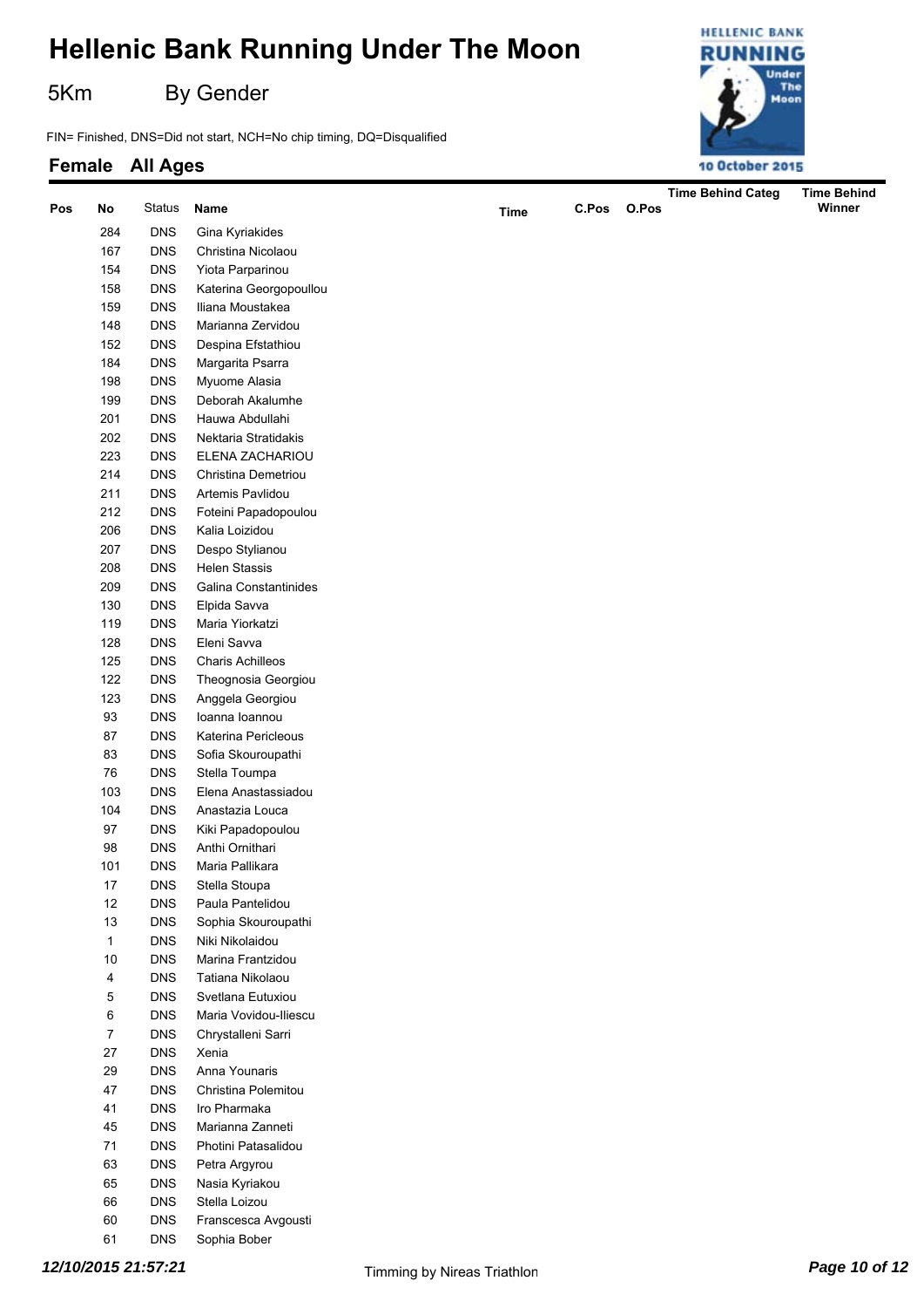# Hellenic Bank Running Under The Moon

5Km By Gender

FIN= Finished, DNS=Did not start, NCH=No chip timing, DQ=Disqualified

## Female All Ages

| Pos | No | Status | Name | Time | C.Pos | O.Pos | Time Behind Categ | Time Behind Winner |
|---|---|---|---|---|---|---|---|---|
| | 284 | DNS | Gina Kyriakides | | | | | |
| | 167 | DNS | Christina Nicolaou | | | | | |
| | 154 | DNS | Yiota Parparinou | | | | | |
| | 158 | DNS | Katerina Georgopoullou | | | | | |
| | 159 | DNS | Iliana Moustakea | | | | | |
| | 148 | DNS | Marianna Zervidou | | | | | |
| | 152 | DNS | Despina Efstathiou | | | | | |
| | 184 | DNS | Margarita Psarra | | | | | |
| | 198 | DNS | Myuome Alasia | | | | | |
| | 199 | DNS | Deborah Akalumhe | | | | | |
| | 201 | DNS | Hauwa Abdullahi | | | | | |
| | 202 | DNS | Nektaria Stratidakis | | | | | |
| | 223 | DNS | ELENA ZACHARIOU | | | | | |
| | 214 | DNS | Christina Demetriou | | | | | |
| | 211 | DNS | Artemis Pavlidou | | | | | |
| | 212 | DNS | Foteini Papadopoulou | | | | | |
| | 206 | DNS | Kalia Loizidou | | | | | |
| | 207 | DNS | Despo Stylianou | | | | | |
| | 208 | DNS | Helen Stassis | | | | | |
| | 209 | DNS | Galina Constantinides | | | | | |
| | 130 | DNS | Elpida Savva | | | | | |
| | 119 | DNS | Maria Yiorkatzi | | | | | |
| | 128 | DNS | Eleni Savva | | | | | |
| | 125 | DNS | Charis Achilleos | | | | | |
| | 122 | DNS | Theognosia Georgiou | | | | | |
| | 123 | DNS | Anggela Georgiou | | | | | |
| | 93 | DNS | Ioanna Ioannou | | | | | |
| | 87 | DNS | Katerina Pericleous | | | | | |
| | 83 | DNS | Sofia Skouroupathi | | | | | |
| | 76 | DNS | Stella Toumpa | | | | | |
| | 103 | DNS | Elena Anastassiadou | | | | | |
| | 104 | DNS | Anastazia Louca | | | | | |
| | 97 | DNS | Kiki Papadopoulou | | | | | |
| | 98 | DNS | Anthi Ornithari | | | | | |
| | 101 | DNS | Maria Pallikara | | | | | |
| | 17 | DNS | Stella Stoupa | | | | | |
| | 12 | DNS | Paula Pantelidou | | | | | |
| | 13 | DNS | Sophia Skouroupathi | | | | | |
| | 1 | DNS | Niki Nikolaidou | | | | | |
| | 10 | DNS | Marina Frantzidou | | | | | |
| | 4 | DNS | Tatiana Nikolaou | | | | | |
| | 5 | DNS | Svetlana Eutuxiou | | | | | |
| | 6 | DNS | Maria Vovidou-Iliescu | | | | | |
| | 7 | DNS | Chrystalleni Sarri | | | | | |
| | 27 | DNS | Xenia | | | | | |
| | 29 | DNS | Anna Younaris | | | | | |
| | 47 | DNS | Christina Polemitou | | | | | |
| | 41 | DNS | Iro Pharmaka | | | | | |
| | 45 | DNS | Marianna Zanneti | | | | | |
| | 71 | DNS | Photini Patasalidou | | | | | |
| | 63 | DNS | Petra Argyrou | | | | | |
| | 65 | DNS | Nasia Kyriakou | | | | | |
| | 66 | DNS | Stella Loizou | | | | | |
| | 60 | DNS | Franscesca Avgousti | | | | | |
| | 61 | DNS | Sophia Bober | | | | | |

*12/10/2015 21:57:21* Timming by Nireas Triathlon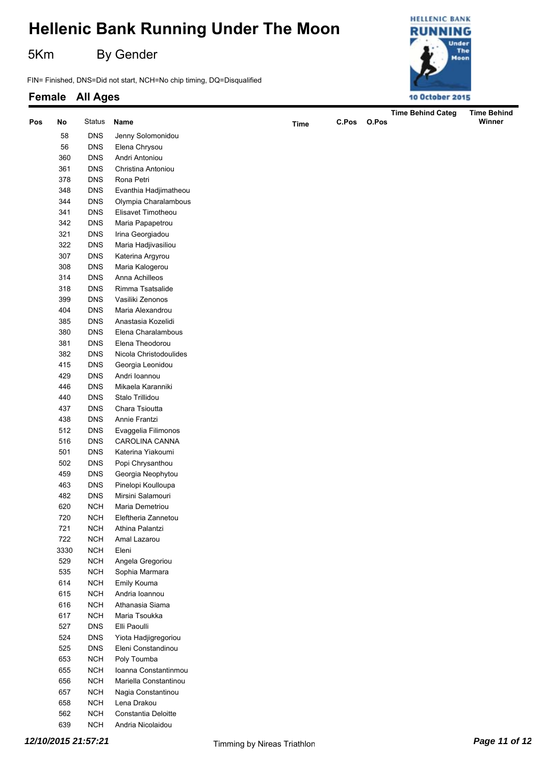# Hellenic Bank Running Under The Moon

5Km By Gender

FIN= Finished, DNS=Did not start, NCH=No chip timing, DQ=Disqualified

## Female All Ages

| Pos | No | Status | Name | Time | C.Pos | O.Pos | Time Behind Categ | Time Behind Winner |
|---|---|---|---|---|---|---|---|---|
| | 58 | DNS | Jenny Solomonidou | | | | | |
| | 56 | DNS | Elena Chrysou | | | | | |
| | 360 | DNS | Andri Antoniou | | | | | |
| | 361 | DNS | Christina Antoniou | | | | | |
| | 378 | DNS | Rona Petri | | | | | |
| | 348 | DNS | Evanthia Hadjimatheou | | | | | |
| | 344 | DNS | Olympia Charalambous | | | | | |
| | 341 | DNS | Elisavet Timotheou | | | | | |
| | 342 | DNS | Maria Papapetrou | | | | | |
| | 321 | DNS | Irina Georgiadou | | | | | |
| | 322 | DNS | Maria Hadjivasiliou | | | | | |
| | 307 | DNS | Katerina Argyrou | | | | | |
| | 308 | DNS | Maria Kalogerou | | | | | |
| | 314 | DNS | Anna Achilleos | | | | | |
| | 318 | DNS | Rimma Tsatsalide | | | | | |
| | 399 | DNS | Vasiliki Zenonos | | | | | |
| | 404 | DNS | Maria Alexandrou | | | | | |
| | 385 | DNS | Anastasia Kozelidi | | | | | |
| | 380 | DNS | Elena Charalambous | | | | | |
| | 381 | DNS | Elena Theodorou | | | | | |
| | 382 | DNS | Nicola Christodoulides | | | | | |
| | 415 | DNS | Georgia Leonidou | | | | | |
| | 429 | DNS | Andri Ioannou | | | | | |
| | 446 | DNS | Mikaela Karanniki | | | | | |
| | 440 | DNS | Stalo Trillidou | | | | | |
| | 437 | DNS | Chara Tsioutta | | | | | |
| | 438 | DNS | Annie Frantzi | | | | | |
| | 512 | DNS | Evaggelia Filimonos | | | | | |
| | 516 | DNS | CAROLINA CANNA | | | | | |
| | 501 | DNS | Katerina Yiakoumi | | | | | |
| | 502 | DNS | Popi Chrysanthou | | | | | |
| | 459 | DNS | Georgia Neophytou | | | | | |
| | 463 | DNS | Pinelopi Koulloupa | | | | | |
| | 482 | DNS | Mirsini Salamouri | | | | | |
| | 620 | NCH | Maria Demetriou | | | | | |
| | 720 | NCH | Eleftheria Zannetou | | | | | |
| | 721 | NCH | Athina Palantzi | | | | | |
| | 722 | NCH | Amal Lazarou | | | | | |
| | 3330 | NCH | Eleni | | | | | |
| | 529 | NCH | Angela Gregoriou | | | | | |
| | 535 | NCH | Sophia Marmara | | | | | |
| | 614 | NCH | Emily Kouma | | | | | |
| | 615 | NCH | Andria Ioannou | | | | | |
| | 616 | NCH | Athanasia Siama | | | | | |
| | 617 | NCH | Maria Tsoukka | | | | | |
| | 527 | DNS | Elli Paoulli | | | | | |
| | 524 | DNS | Yiota Hadjigregoriou | | | | | |
| | 525 | DNS | Eleni Constandinou | | | | | |
| | 653 | NCH | Poly Toumba | | | | | |
| | 655 | NCH | Ioanna Constantinmou | | | | | |
| | 656 | NCH | Mariella Constantinou | | | | | |
| | 657 | NCH | Nagia Constantinou | | | | | |
| | 658 | NCH | Lena Drakou | | | | | |
| | 562 | NCH | Constantia Deloitte | | | | | |
| | 639 | NCH | Andria Nicolaidou | | | | | |

*12/10/2015 21:57:21* Timming by Nireas Triathlon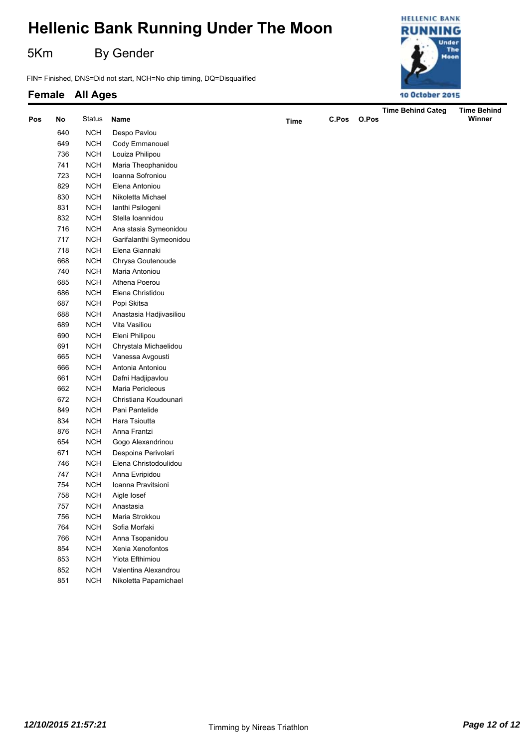# Hellenic Bank Running Under The Moon

5Km By Gender

FIN= Finished, DNS=Did not start, NCH=No chip timing, DQ=Disqualified

## Female All Ages

| Pos | No | Status | Name | Time | C.Pos | O.Pos | Time Behind Categ | Time Behind Winner |
|---|---|---|---|---|---|---|---|---|
| | 640 | NCH | Despo Pavlou | | | | | |
| | 649 | NCH | Cody Emmanouel | | | | | |
| | 736 | NCH | Louiza Philipou | | | | | |
| | 741 | NCH | Maria Theophanidou | | | | | |
| | 723 | NCH | Ioanna Sofroniou | | | | | |
| | 829 | NCH | Elena Antoniou | | | | | |
| | 830 | NCH | Nikoletta Michael | | | | | |
| | 831 | NCH | Ianthi Psilogeni | | | | | |
| | 832 | NCH | Stella Ioannidou | | | | | |
| | 716 | NCH | Ana stasia Symeonidou | | | | | |
| | 717 | NCH | Garifalanthi Symeonidou | | | | | |
| | 718 | NCH | Elena Giannaki | | | | | |
| | 668 | NCH | Chrysa Goutenoude | | | | | |
| | 740 | NCH | Maria Antoniou | | | | | |
| | 685 | NCH | Athena Poerou | | | | | |
| | 686 | NCH | Elena Christidou | | | | | |
| | 687 | NCH | Popi Skitsa | | | | | |
| | 688 | NCH | Anastasia Hadjivasiliou | | | | | |
| | 689 | NCH | Vita Vasiliou | | | | | |
| | 690 | NCH | Eleni Philipou | | | | | |
| | 691 | NCH | Chrystala Michaelidou | | | | | |
| | 665 | NCH | Vanessa Avgousti | | | | | |
| | 666 | NCH | Antonia Antoniou | | | | | |
| | 661 | NCH | Dafni Hadjipavlou | | | | | |
| | 662 | NCH | Maria Pericleous | | | | | |
| | 672 | NCH | Christiana Koudounari | | | | | |
| | 849 | NCH | Pani Pantelide | | | | | |
| | 834 | NCH | Hara Tsioutta | | | | | |
| | 876 | NCH | Anna Frantzi | | | | | |
| | 654 | NCH | Gogo Alexandrinou | | | | | |
| | 671 | NCH | Despoina Perivolari | | | | | |
| | 746 | NCH | Elena Christodoulidou | | | | | |
| | 747 | NCH | Anna Evripidou | | | | | |
| | 754 | NCH | Ioanna Pravitsioni | | | | | |
| | 758 | NCH | Aigle Iosef | | | | | |
| | 757 | NCH | Anastasia | | | | | |
| | 756 | NCH | Maria Strokkou | | | | | |
| | 764 | NCH | Sofia Morfaki | | | | | |
| | 766 | NCH | Anna Tsopanidou | | | | | |
| | 854 | NCH | Xenia Xenofontos | | | | | |
| | 853 | NCH | Yiota Efthimiou | | | | | |
| | 852 | NCH | Valentina Alexandrou | | | | | |
| | 851 | NCH | Nikoletta Papamichael | | | | | |

*12/10/2015 21:57:21* Timming by Nireas Triathlon